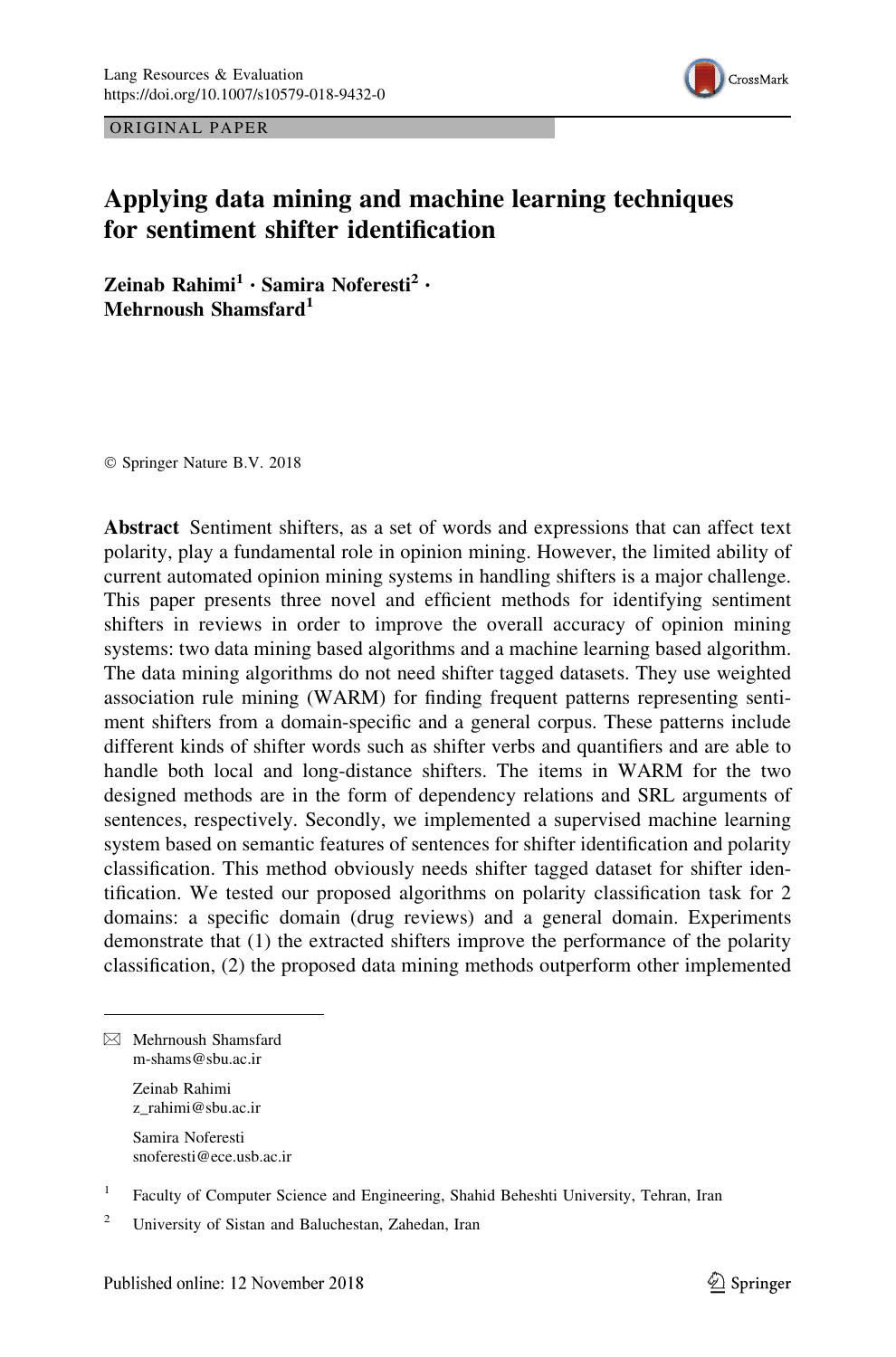ORIGINAL PAPER

# Applying data mining and machine learning techniques for sentiment shifter identification

**Zeinab Rahimi[1] · Samira Noferesti[2] · Mehrnoush Shamsfard[1]**

© Springer Nature B.V. 2018

**Abstract** Sentiment shifters, as a set of words and expressions that can affect text polarity, play a fundamental role in opinion mining. However, the limited ability of current automated opinion mining systems in handling shifters is a major challenge. This paper presents three novel and efficient methods for identifying sentiment shifters in reviews in order to improve the overall accuracy of opinion mining systems: two data mining based algorithms and a machine learning based algorithm. The data mining algorithms do not need shifter tagged datasets. They use weighted association rule mining (WARM) for finding frequent patterns representing sentiment shifters from a domain-specific and a general corpus. These patterns include different kinds of shifter words such as shifter verbs and quantifiers and are able to handle both local and long-distance shifters. The items in WARM for the two designed methods are in the form of dependency relations and SRL arguments of sentences, respectively. Secondly, we implemented a supervised machine learning system based on semantic features of sentences for shifter identification and polarity classification. This method obviously needs shifter tagged dataset for shifter identification. We tested our proposed algorithms on polarity classification task for 2 domains: a specific domain (drug reviews) and a general domain. Experiments demonstrate that (1) the extracted shifters improve the performance of the polarity classification, (2) the proposed data mining methods outperform other implemented

---

✉ Mehrnoush Shamsfard
m-shams@sbu.ac.ir

Zeinab Rahimi
z_rahimi@sbu.ac.ir

Samira Noferesti
snoferesti@ece.usb.ac.ir

[1] Faculty of Computer Science and Engineering, Shahid Beheshti University, Tehran, Iran

[2] University of Sistan and Baluchestan, Zahedan, Iran

Published online: 12 November 2018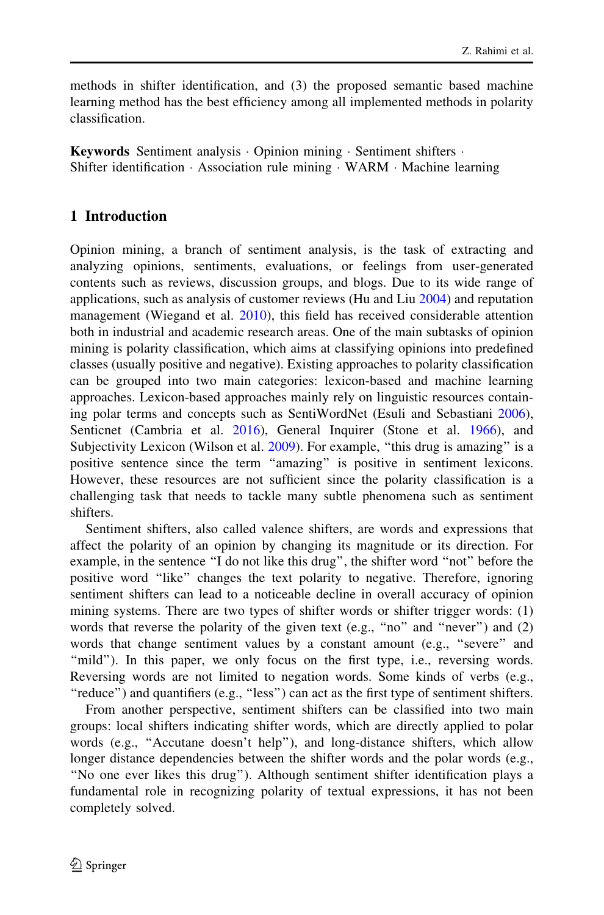methods in shifter identification, and (3) the proposed semantic based machine learning method has the best efficiency among all implemented methods in polarity classification.

**Keywords** Sentiment analysis · Opinion mining · Sentiment shifters · Shifter identification · Association rule mining · WARM · Machine learning

## 1 Introduction

Opinion mining, a branch of sentiment analysis, is the task of extracting and analyzing opinions, sentiments, evaluations, or feelings from user-generated contents such as reviews, discussion groups, and blogs. Due to its wide range of applications, such as analysis of customer reviews (Hu and Liu 2004) and reputation management (Wiegand et al. 2010), this field has received considerable attention both in industrial and academic research areas. One of the main subtasks of opinion mining is polarity classification, which aims at classifying opinions into predefined classes (usually positive and negative). Existing approaches to polarity classification can be grouped into two main categories: lexicon-based and machine learning approaches. Lexicon-based approaches mainly rely on linguistic resources containing polar terms and concepts such as SentiWordNet (Esuli and Sebastiani 2006), Senticnet (Cambria et al. 2016), General Inquirer (Stone et al. 1966), and Subjectivity Lexicon (Wilson et al. 2009). For example, "this drug is amazing" is a positive sentence since the term "amazing" is positive in sentiment lexicons. However, these resources are not sufficient since the polarity classification is a challenging task that needs to tackle many subtle phenomena such as sentiment shifters.

Sentiment shifters, also called valence shifters, are words and expressions that affect the polarity of an opinion by changing its magnitude or its direction. For example, in the sentence "I do not like this drug", the shifter word "not" before the positive word "like" changes the text polarity to negative. Therefore, ignoring sentiment shifters can lead to a noticeable decline in overall accuracy of opinion mining systems. There are two types of shifter words or shifter trigger words: (1) words that reverse the polarity of the given text (e.g., "no" and "never") and (2) words that change sentiment values by a constant amount (e.g., "severe" and "mild"). In this paper, we only focus on the first type, i.e., reversing words. Reversing words are not limited to negation words. Some kinds of verbs (e.g., "reduce") and quantifiers (e.g., "less") can act as the first type of sentiment shifters.

From another perspective, sentiment shifters can be classified into two main groups: local shifters indicating shifter words, which are directly applied to polar words (e.g., "Accutane doesn't help"), and long-distance shifters, which allow longer distance dependencies between the shifter words and the polar words (e.g., "No one ever likes this drug"). Although sentiment shifter identification plays a fundamental role in recognizing polarity of textual expressions, it has not been completely solved.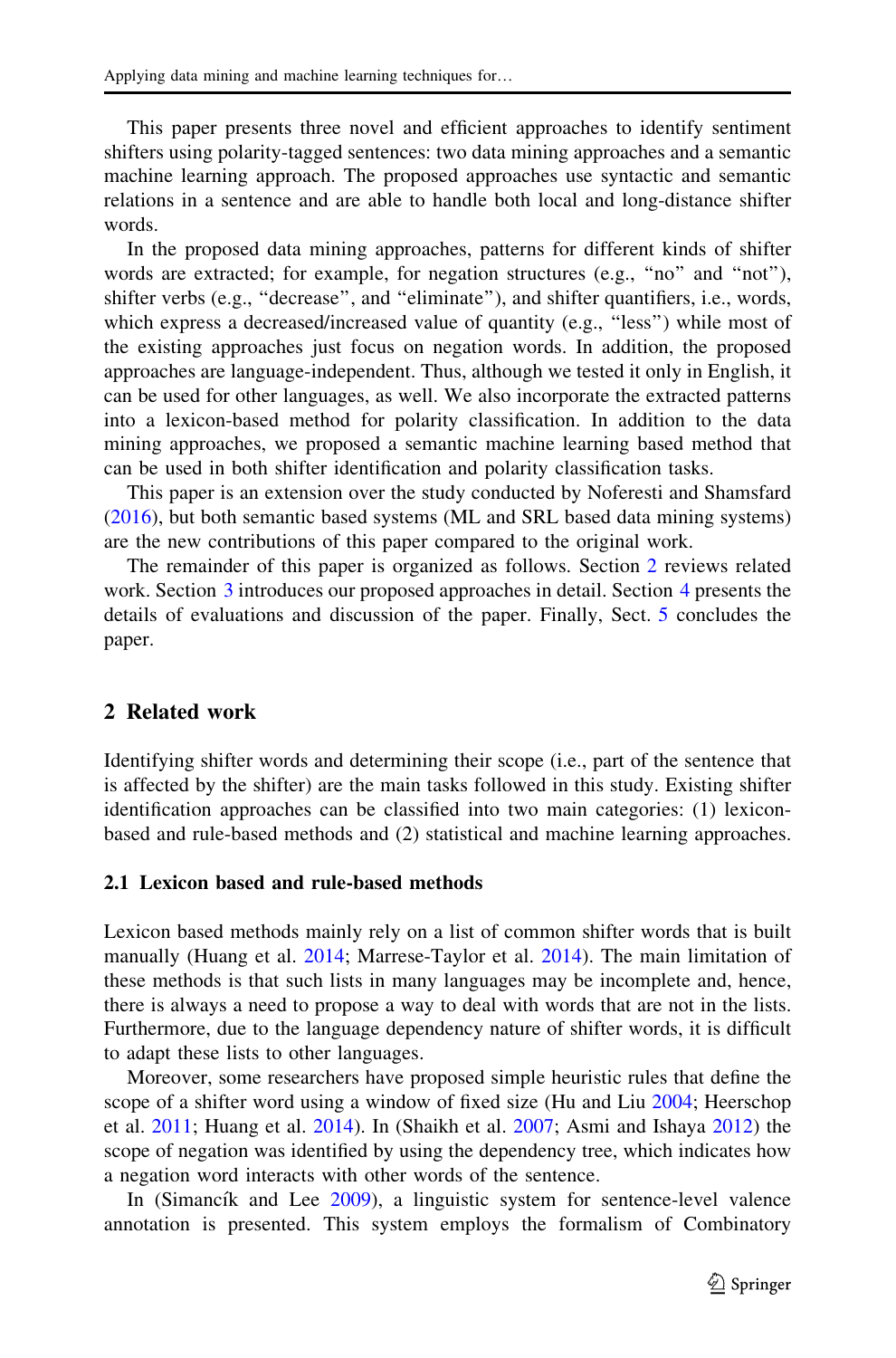This paper presents three novel and efficient approaches to identify sentiment shifters using polarity-tagged sentences: two data mining approaches and a semantic machine learning approach. The proposed approaches use syntactic and semantic relations in a sentence and are able to handle both local and long-distance shifter words.

In the proposed data mining approaches, patterns for different kinds of shifter words are extracted; for example, for negation structures (e.g., "no" and "not"), shifter verbs (e.g., "decrease", and "eliminate"), and shifter quantifiers, i.e., words, which express a decreased/increased value of quantity (e.g., "less") while most of the existing approaches just focus on negation words. In addition, the proposed approaches are language-independent. Thus, although we tested it only in English, it can be used for other languages, as well. We also incorporate the extracted patterns into a lexicon-based method for polarity classification. In addition to the data mining approaches, we proposed a semantic machine learning based method that can be used in both shifter identification and polarity classification tasks.

This paper is an extension over the study conducted by Noferesti and Shamsfard (2016), but both semantic based systems (ML and SRL based data mining systems) are the new contributions of this paper compared to the original work.

The remainder of this paper is organized as follows. Section 2 reviews related work. Section 3 introduces our proposed approaches in detail. Section 4 presents the details of evaluations and discussion of the paper. Finally, Sect. 5 concludes the paper.

## 2 Related work

Identifying shifter words and determining their scope (i.e., part of the sentence that is affected by the shifter) are the main tasks followed in this study. Existing shifter identification approaches can be classified into two main categories: (1) lexicon-based and rule-based methods and (2) statistical and machine learning approaches.

### 2.1 Lexicon based and rule-based methods

Lexicon based methods mainly rely on a list of common shifter words that is built manually (Huang et al. 2014; Marrese-Taylor et al. 2014). The main limitation of these methods is that such lists in many languages may be incomplete and, hence, there is always a need to propose a way to deal with words that are not in the lists. Furthermore, due to the language dependency nature of shifter words, it is difficult to adapt these lists to other languages.

Moreover, some researchers have proposed simple heuristic rules that define the scope of a shifter word using a window of fixed size (Hu and Liu 2004; Heerschop et al. 2011; Huang et al. 2014). In (Shaikh et al. 2007; Asmi and Ishaya 2012) the scope of negation was identified by using the dependency tree, which indicates how a negation word interacts with other words of the sentence.

In (Simancík and Lee 2009), a linguistic system for sentence-level valence annotation is presented. This system employs the formalism of Combinatory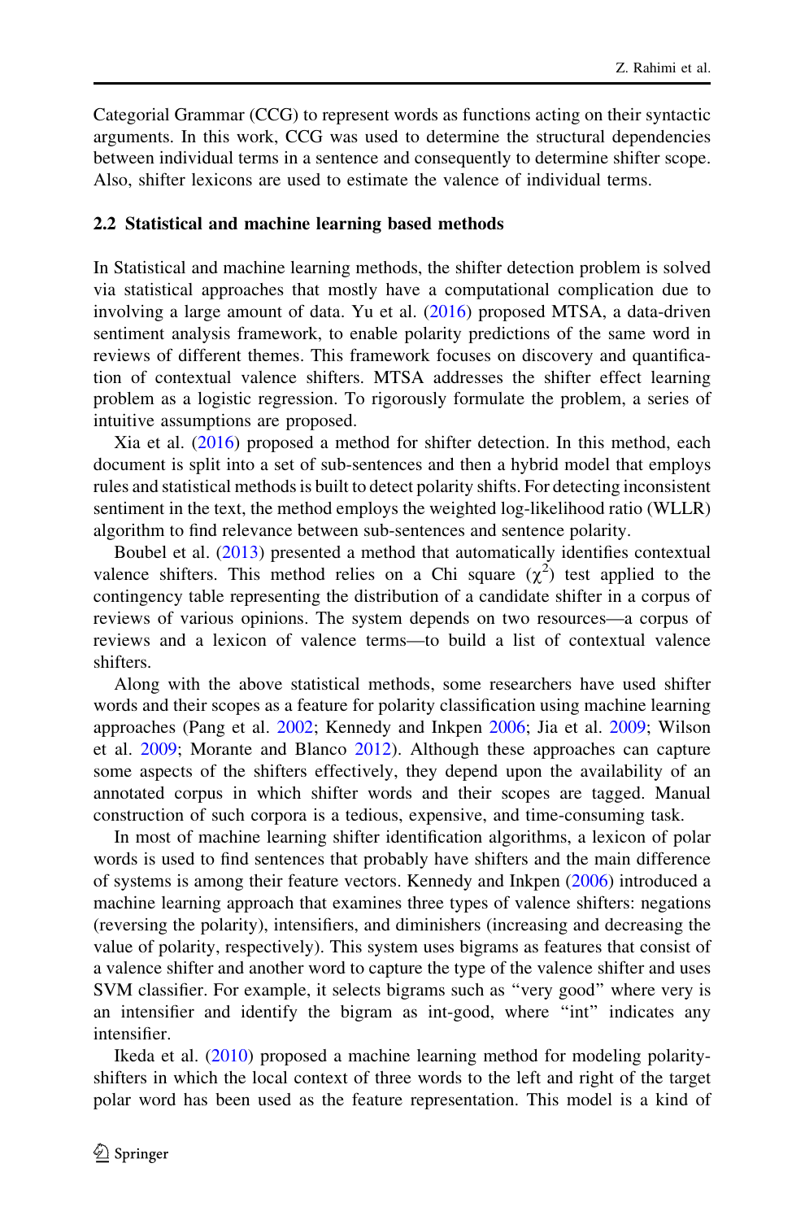Categorial Grammar (CCG) to represent words as functions acting on their syntactic arguments. In this work, CCG was used to determine the structural dependencies between individual terms in a sentence and consequently to determine shifter scope. Also, shifter lexicons are used to estimate the valence of individual terms.

### 2.2 Statistical and machine learning based methods

In Statistical and machine learning methods, the shifter detection problem is solved via statistical approaches that mostly have a computational complication due to involving a large amount of data. Yu et al. (2016) proposed MTSA, a data-driven sentiment analysis framework, to enable polarity predictions of the same word in reviews of different themes. This framework focuses on discovery and quantification of contextual valence shifters. MTSA addresses the shifter effect learning problem as a logistic regression. To rigorously formulate the problem, a series of intuitive assumptions are proposed.

Xia et al. (2016) proposed a method for shifter detection. In this method, each document is split into a set of sub-sentences and then a hybrid model that employs rules and statistical methods is built to detect polarity shifts. For detecting inconsistent sentiment in the text, the method employs the weighted log-likelihood ratio (WLLR) algorithm to find relevance between sub-sentences and sentence polarity.

Boubel et al. (2013) presented a method that automatically identifies contextual valence shifters. This method relies on a Chi square ($\chi^2$) test applied to the contingency table representing the distribution of a candidate shifter in a corpus of reviews of various opinions. The system depends on two resources—a corpus of reviews and a lexicon of valence terms—to build a list of contextual valence shifters.

Along with the above statistical methods, some researchers have used shifter words and their scopes as a feature for polarity classification using machine learning approaches (Pang et al. 2002; Kennedy and Inkpen 2006; Jia et al. 2009; Wilson et al. 2009; Morante and Blanco 2012). Although these approaches can capture some aspects of the shifters effectively, they depend upon the availability of an annotated corpus in which shifter words and their scopes are tagged. Manual construction of such corpora is a tedious, expensive, and time-consuming task.

In most of machine learning shifter identification algorithms, a lexicon of polar words is used to find sentences that probably have shifters and the main difference of systems is among their feature vectors. Kennedy and Inkpen (2006) introduced a machine learning approach that examines three types of valence shifters: negations (reversing the polarity), intensifiers, and diminishers (increasing and decreasing the value of polarity, respectively). This system uses bigrams as features that consist of a valence shifter and another word to capture the type of the valence shifter and uses SVM classifier. For example, it selects bigrams such as "very good" where very is an intensifier and identify the bigram as int-good, where "int" indicates any intensifier.

Ikeda et al. (2010) proposed a machine learning method for modeling polarity-shifters in which the local context of three words to the left and right of the target polar word has been used as the feature representation. This model is a kind of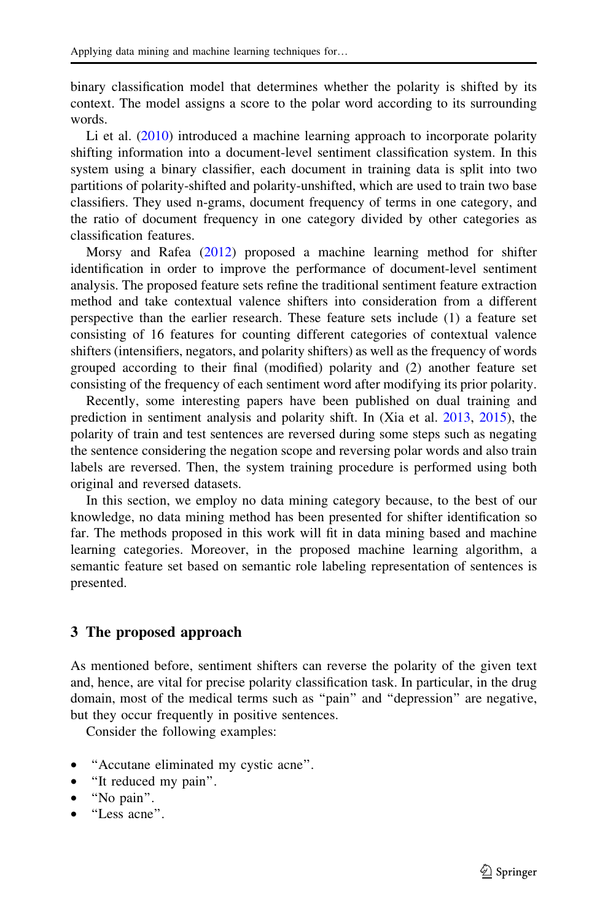binary classification model that determines whether the polarity is shifted by its context. The model assigns a score to the polar word according to its surrounding words.

Li et al. (2010) introduced a machine learning approach to incorporate polarity shifting information into a document-level sentiment classification system. In this system using a binary classifier, each document in training data is split into two partitions of polarity-shifted and polarity-unshifted, which are used to train two base classifiers. They used n-grams, document frequency of terms in one category, and the ratio of document frequency in one category divided by other categories as classification features.

Morsy and Rafea (2012) proposed a machine learning method for shifter identification in order to improve the performance of document-level sentiment analysis. The proposed feature sets refine the traditional sentiment feature extraction method and take contextual valence shifters into consideration from a different perspective than the earlier research. These feature sets include (1) a feature set consisting of 16 features for counting different categories of contextual valence shifters (intensifiers, negators, and polarity shifters) as well as the frequency of words grouped according to their final (modified) polarity and (2) another feature set consisting of the frequency of each sentiment word after modifying its prior polarity.

Recently, some interesting papers have been published on dual training and prediction in sentiment analysis and polarity shift. In (Xia et al. 2013, 2015), the polarity of train and test sentences are reversed during some steps such as negating the sentence considering the negation scope and reversing polar words and also train labels are reversed. Then, the system training procedure is performed using both original and reversed datasets.

In this section, we employ no data mining category because, to the best of our knowledge, no data mining method has been presented for shifter identification so far. The methods proposed in this work will fit in data mining based and machine learning categories. Moreover, in the proposed machine learning algorithm, a semantic feature set based on semantic role labeling representation of sentences is presented.

## 3 The proposed approach

As mentioned before, sentiment shifters can reverse the polarity of the given text and, hence, are vital for precise polarity classification task. In particular, in the drug domain, most of the medical terms such as "pain" and "depression" are negative, but they occur frequently in positive sentences.

Consider the following examples:

- "Accutane eliminated my cystic acne".
- "It reduced my pain".
- "No pain".
- "Less acne".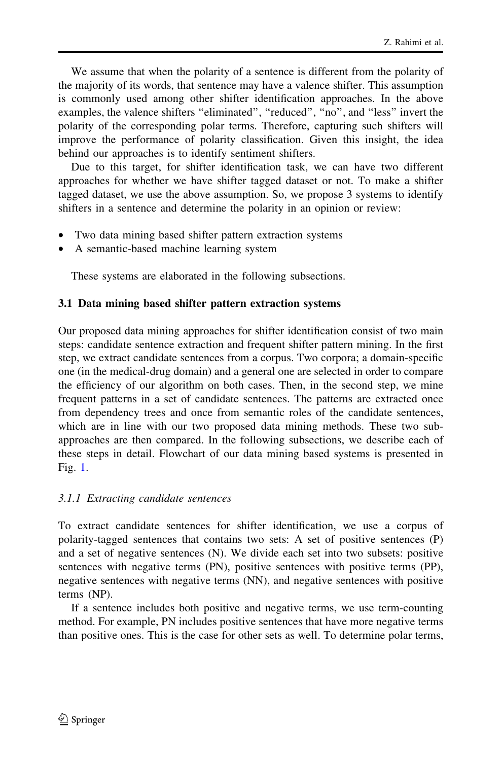We assume that when the polarity of a sentence is different from the polarity of the majority of its words, that sentence may have a valence shifter. This assumption is commonly used among other shifter identification approaches. In the above examples, the valence shifters "eliminated", "reduced", "no", and "less" invert the polarity of the corresponding polar terms. Therefore, capturing such shifters will improve the performance of polarity classification. Given this insight, the idea behind our approaches is to identify sentiment shifters.

Due to this target, for shifter identification task, we can have two different approaches for whether we have shifter tagged dataset or not. To make a shifter tagged dataset, we use the above assumption. So, we propose 3 systems to identify shifters in a sentence and determine the polarity in an opinion or review:

- Two data mining based shifter pattern extraction systems
- A semantic-based machine learning system

These systems are elaborated in the following subsections.

### 3.1 Data mining based shifter pattern extraction systems

Our proposed data mining approaches for shifter identification consist of two main steps: candidate sentence extraction and frequent shifter pattern mining. In the first step, we extract candidate sentences from a corpus. Two corpora; a domain-specific one (in the medical-drug domain) and a general one are selected in order to compare the efficiency of our algorithm on both cases. Then, in the second step, we mine frequent patterns in a set of candidate sentences. The patterns are extracted once from dependency trees and once from semantic roles of the candidate sentences, which are in line with our two proposed data mining methods. These two sub-approaches are then compared. In the following subsections, we describe each of these steps in detail. Flowchart of our data mining based systems is presented in Fig. 1.

#### *3.1.1 Extracting candidate sentences*

To extract candidate sentences for shifter identification, we use a corpus of polarity-tagged sentences that contains two sets: A set of positive sentences (P) and a set of negative sentences (N). We divide each set into two subsets: positive sentences with negative terms (PN), positive sentences with positive terms (PP), negative sentences with negative terms (NN), and negative sentences with positive terms (NP).

If a sentence includes both positive and negative terms, we use term-counting method. For example, PN includes positive sentences that have more negative terms than positive ones. This is the case for other sets as well. To determine polar terms,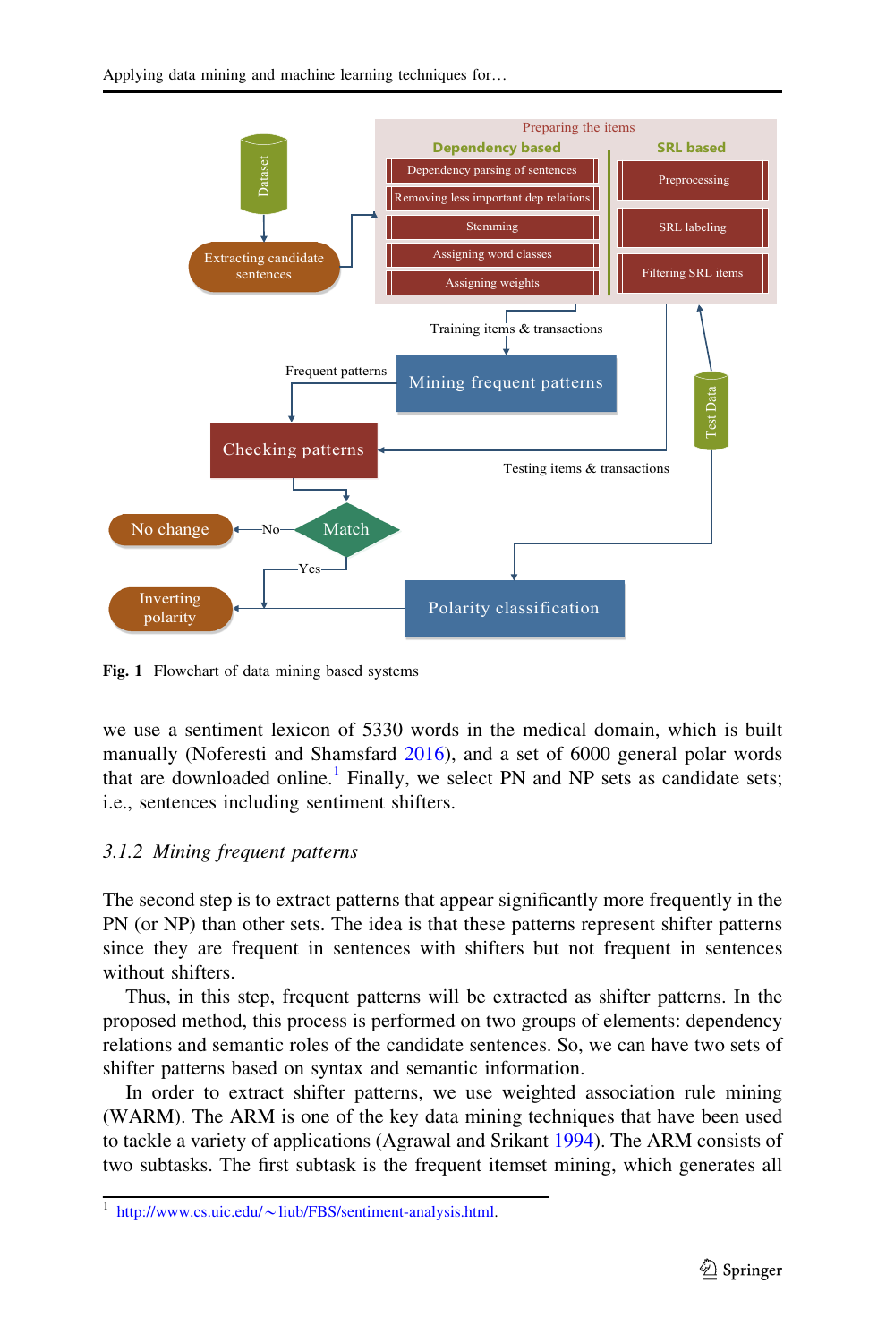Fig. 1 Flowchart of data mining based systems

we use a sentiment lexicon of 5330 words in the medical domain, which is built manually (Noferesti and Shamsfard 2016), and a set of 6000 general polar words that are downloaded online.[1] Finally, we select PN and NP sets as candidate sets; i.e., sentences including sentiment shifters.

### 3.1.2 Mining frequent patterns

The second step is to extract patterns that appear significantly more frequently in the PN (or NP) than other sets. The idea is that these patterns represent shifter patterns since they are frequent in sentences with shifters but not frequent in sentences without shifters.

Thus, in this step, frequent patterns will be extracted as shifter patterns. In the proposed method, this process is performed on two groups of elements: dependency relations and semantic roles of the candidate sentences. So, we can have two sets of shifter patterns based on syntax and semantic information.

In order to extract shifter patterns, we use weighted association rule mining (WARM). The ARM is one of the key data mining techniques that have been used to tackle a variety of applications (Agrawal and Srikant 1994). The ARM consists of two subtasks. The first subtask is the frequent itemset mining, which generates all

[1] http://www.cs.uic.edu/~liub/FBS/sentiment-analysis.html.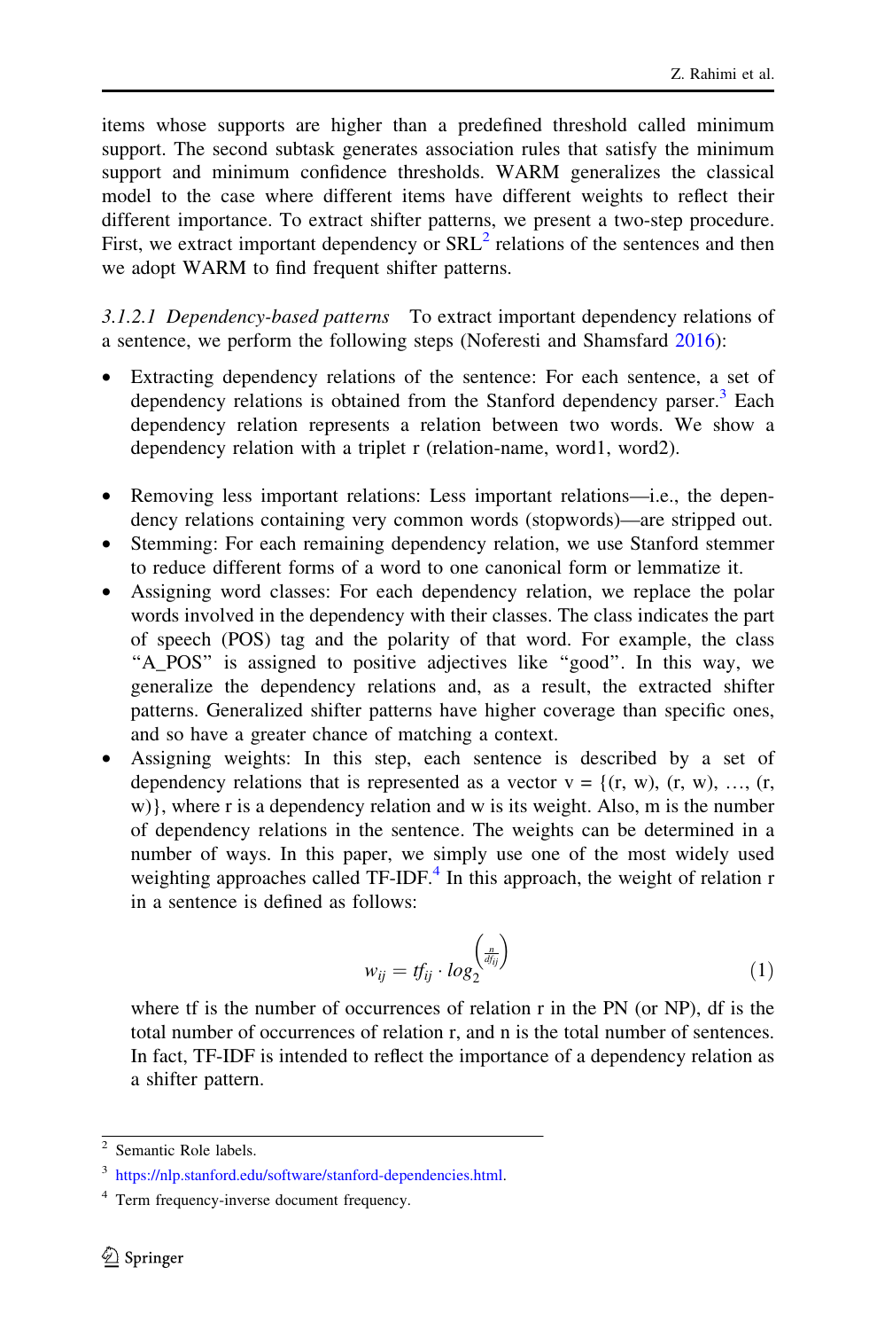items whose supports are higher than a predefined threshold called minimum support. The second subtask generates association rules that satisfy the minimum support and minimum confidence thresholds. WARM generalizes the classical model to the case where different items have different weights to reflect their different importance. To extract shifter patterns, we present a two-step procedure. First, we extract important dependency or SRL[2] relations of the sentences and then we adopt WARM to find frequent shifter patterns.

*3.1.2.1 Dependency-based patterns* To extract important dependency relations of a sentence, we perform the following steps (Noferesti and Shamsfard 2016):

- Extracting dependency relations of the sentence: For each sentence, a set of dependency relations is obtained from the Stanford dependency parser.[3] Each dependency relation represents a relation between two words. We show a dependency relation with a triplet r (relation-name, word1, word2).
- Removing less important relations: Less important relations—i.e., the dependency relations containing very common words (stopwords)—are stripped out.
- Stemming: For each remaining dependency relation, we use Stanford stemmer to reduce different forms of a word to one canonical form or lemmatize it.
- Assigning word classes: For each dependency relation, we replace the polar words involved in the dependency with their classes. The class indicates the part of speech (POS) tag and the polarity of that word. For example, the class "A_POS" is assigned to positive adjectives like "good". In this way, we generalize the dependency relations and, as a result, the extracted shifter patterns. Generalized shifter patterns have higher coverage than specific ones, and so have a greater chance of matching a context.
- Assigning weights: In this step, each sentence is described by a set of dependency relations that is represented as a vector v = {(r, w), (r, w), …, (r, w)}, where r is a dependency relation and w is its weight. Also, m is the number of dependency relations in the sentence. The weights can be determined in a number of ways. In this paper, we simply use one of the most widely used weighting approaches called TF-IDF.[4] In this approach, the weight of relation r in a sentence is defined as follows:

$$w_{ij} = tf_{ij} \cdot log_2^{\left(\frac{n}{df_{ij}}\right)} \tag{1}$$

  where tf is the number of occurrences of relation r in the PN (or NP), df is the total number of occurrences of relation r, and n is the total number of sentences. In fact, TF-IDF is intended to reflect the importance of a dependency relation as a shifter pattern.

[2] Semantic Role labels.

[3] https://nlp.stanford.edu/software/stanford-dependencies.html.

[4] Term frequency-inverse document frequency.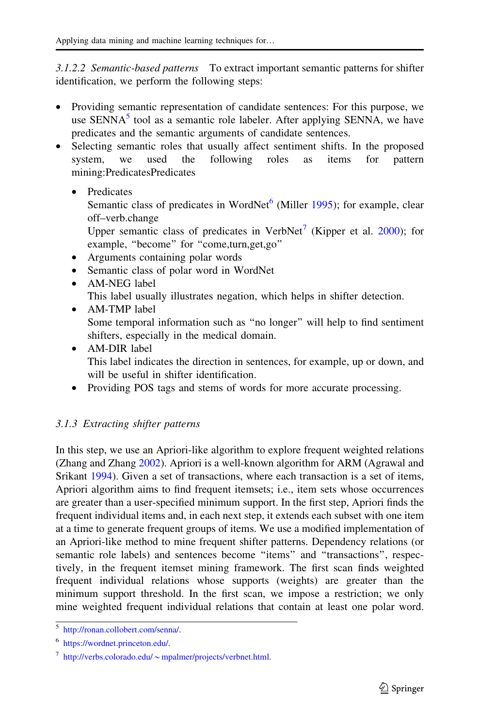*3.1.2.2 Semantic-based patterns* To extract important semantic patterns for shifter identification, we perform the following steps:

- Providing semantic representation of candidate sentences: For this purpose, we use SENNA[5] tool as a semantic role labeler. After applying SENNA, we have predicates and the semantic arguments of candidate sentences.
- Selecting semantic roles that usually affect sentiment shifts. In the proposed system, we used the following roles as items for pattern mining:PredicatesPredicates
  - Predicates
    Semantic class of predicates in WordNet[6] (Miller 1995); for example, clear off–verb.change
    Upper semantic class of predicates in VerbNet[7] (Kipper et al. 2000); for example, "become" for "come,turn,get,go"
  - Arguments containing polar words
  - Semantic class of polar word in WordNet
  - AM-NEG label
    This label usually illustrates negation, which helps in shifter detection.
  - AM-TMP label
    Some temporal information such as "no longer" will help to find sentiment shifters, especially in the medical domain.
  - AM-DIR label
    This label indicates the direction in sentences, for example, up or down, and will be useful in shifter identification.
  - Providing POS tags and stems of words for more accurate processing.

### 3.1.3 *Extracting shifter patterns*

In this step, we use an Apriori-like algorithm to explore frequent weighted relations (Zhang and Zhang 2002). Apriori is a well-known algorithm for ARM (Agrawal and Srikant 1994). Given a set of transactions, where each transaction is a set of items, Apriori algorithm aims to find frequent itemsets; i.e., item sets whose occurrences are greater than a user-specified minimum support. In the first step, Apriori finds the frequent individual items and, in each next step, it extends each subset with one item at a time to generate frequent groups of items. We use a modified implementation of an Apriori-like method to mine frequent shifter patterns. Dependency relations (or semantic role labels) and sentences become "items" and "transactions", respectively, in the frequent itemset mining framework. The first scan finds weighted frequent individual relations whose supports (weights) are greater than the minimum support threshold. In the first scan, we impose a restriction; we only mine weighted frequent individual relations that contain at least one polar word.

---

[5] http://ronan.collobert.com/senna/.

[6] https://wordnet.princeton.edu/.

[7] http://verbs.colorado.edu/~mpalmer/projects/verbnet.html.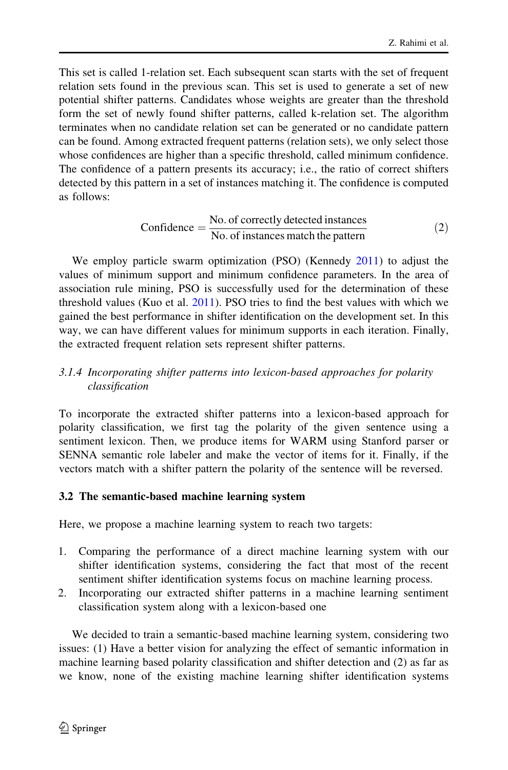This set is called 1-relation set. Each subsequent scan starts with the set of frequent relation sets found in the previous scan. This set is used to generate a set of new potential shifter patterns. Candidates whose weights are greater than the threshold form the set of newly found shifter patterns, called k-relation set. The algorithm terminates when no candidate relation set can be generated or no candidate pattern can be found. Among extracted frequent patterns (relation sets), we only select those whose confidences are higher than a specific threshold, called minimum confidence. The confidence of a pattern presents its accuracy; i.e., the ratio of correct shifters detected by this pattern in a set of instances matching it. The confidence is computed as follows:

$$\text{Confidence} = \frac{\text{No. of correctly detected instances}}{\text{No. of instances match the pattern}} \tag{2}$$

We employ particle swarm optimization (PSO) (Kennedy 2011) to adjust the values of minimum support and minimum confidence parameters. In the area of association rule mining, PSO is successfully used for the determination of these threshold values (Kuo et al. 2011). PSO tries to find the best values with which we gained the best performance in shifter identification on the development set. In this way, we can have different values for minimum supports in each iteration. Finally, the extracted frequent relation sets represent shifter patterns.

#### *3.1.4 Incorporating shifter patterns into lexicon-based approaches for polarity classification*

To incorporate the extracted shifter patterns into a lexicon-based approach for polarity classification, we first tag the polarity of the given sentence using a sentiment lexicon. Then, we produce items for WARM using Stanford parser or SENNA semantic role labeler and make the vector of items for it. Finally, if the vectors match with a shifter pattern the polarity of the sentence will be reversed.

### 3.2 The semantic-based machine learning system

Here, we propose a machine learning system to reach two targets:

1. Comparing the performance of a direct machine learning system with our shifter identification systems, considering the fact that most of the recent sentiment shifter identification systems focus on machine learning process.
2. Incorporating our extracted shifter patterns in a machine learning sentiment classification system along with a lexicon-based one

We decided to train a semantic-based machine learning system, considering two issues: (1) Have a better vision for analyzing the effect of semantic information in machine learning based polarity classification and shifter detection and (2) as far as we know, none of the existing machine learning shifter identification systems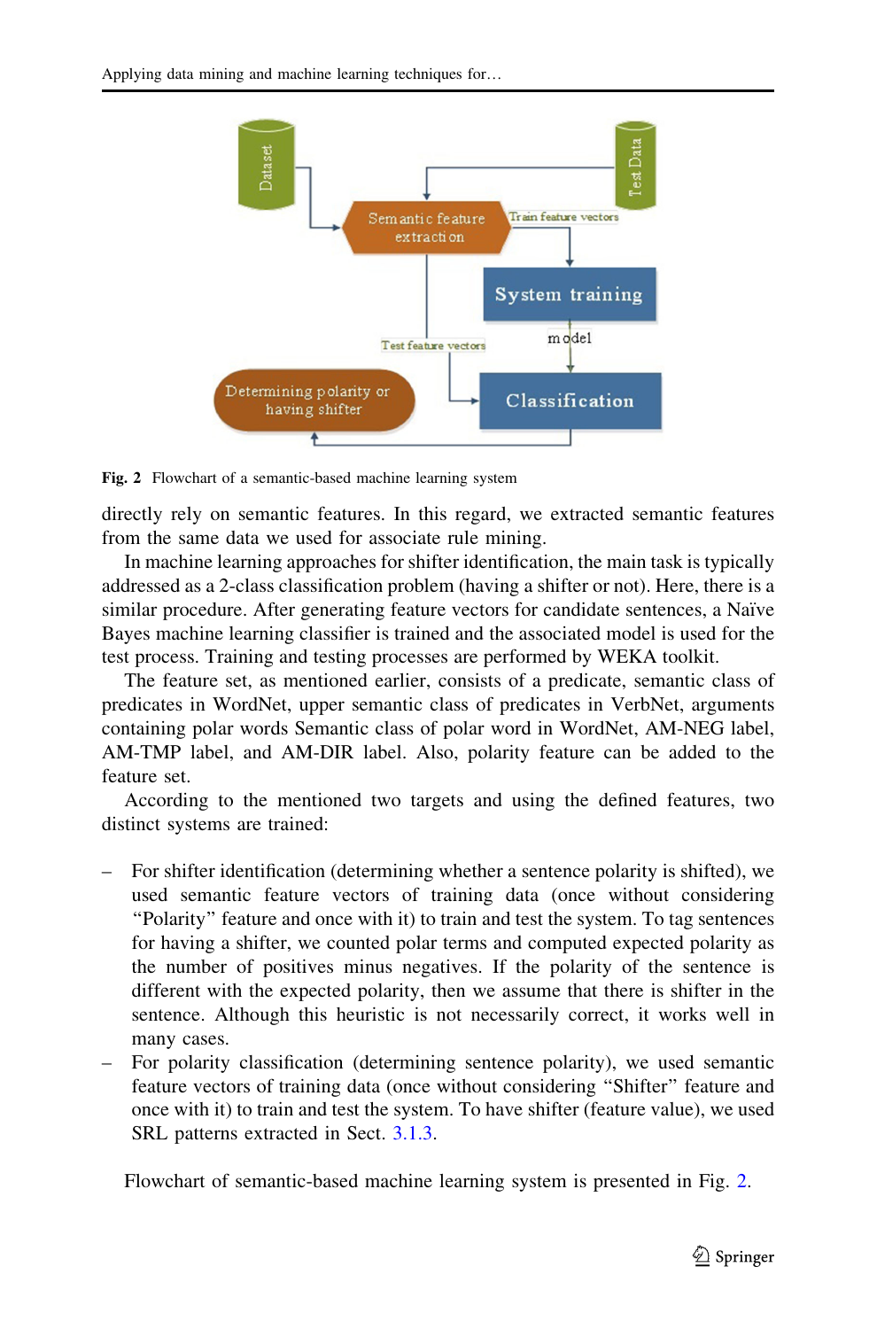**Fig. 2** Flowchart of a semantic-based machine learning system

directly rely on semantic features. In this regard, we extracted semantic features from the same data we used for associate rule mining.

In machine learning approaches for shifter identification, the main task is typically addressed as a 2-class classification problem (having a shifter or not). Here, there is a similar procedure. After generating feature vectors for candidate sentences, a Naïve Bayes machine learning classifier is trained and the associated model is used for the test process. Training and testing processes are performed by WEKA toolkit.

The feature set, as mentioned earlier, consists of a predicate, semantic class of predicates in WordNet, upper semantic class of predicates in VerbNet, arguments containing polar words Semantic class of polar word in WordNet, AM-NEG label, AM-TMP label, and AM-DIR label. Also, polarity feature can be added to the feature set.

According to the mentioned two targets and using the defined features, two distinct systems are trained:

- For shifter identification (determining whether a sentence polarity is shifted), we used semantic feature vectors of training data (once without considering "Polarity" feature and once with it) to train and test the system. To tag sentences for having a shifter, we counted polar terms and computed expected polarity as the number of positives minus negatives. If the polarity of the sentence is different with the expected polarity, then we assume that there is shifter in the sentence. Although this heuristic is not necessarily correct, it works well in many cases.
- For polarity classification (determining sentence polarity), we used semantic feature vectors of training data (once without considering "Shifter" feature and once with it) to train and test the system. To have shifter (feature value), we used SRL patterns extracted in Sect. 3.1.3.

Flowchart of semantic-based machine learning system is presented in Fig. 2.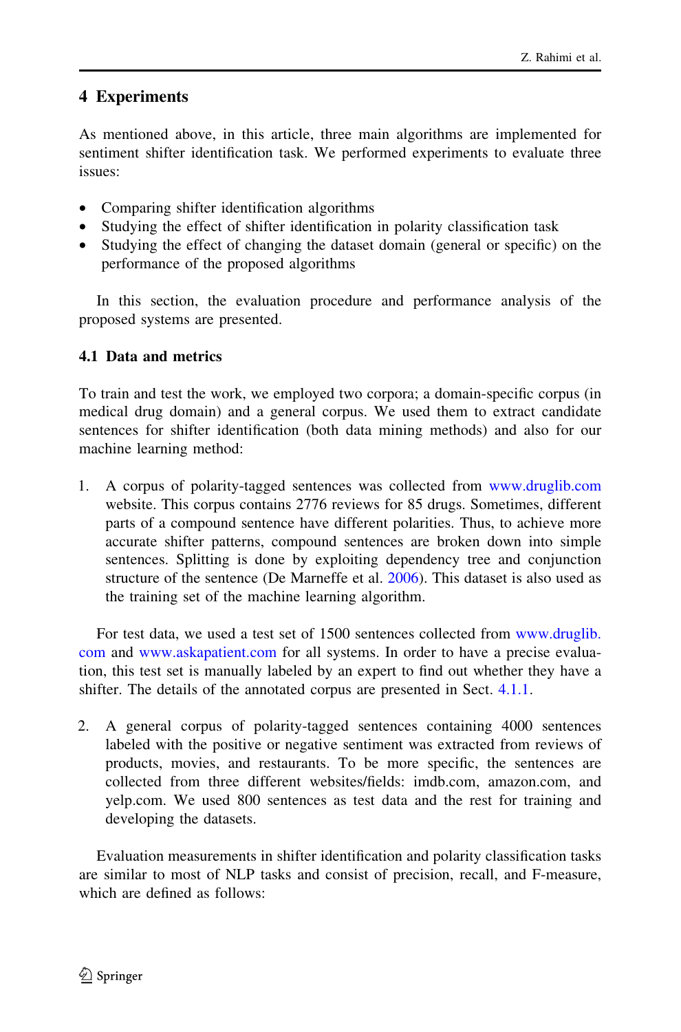## 4 Experiments

As mentioned above, in this article, three main algorithms are implemented for sentiment shifter identification task. We performed experiments to evaluate three issues:

- Comparing shifter identification algorithms
- Studying the effect of shifter identification in polarity classification task
- Studying the effect of changing the dataset domain (general or specific) on the performance of the proposed algorithms

In this section, the evaluation procedure and performance analysis of the proposed systems are presented.

### 4.1 Data and metrics

To train and test the work, we employed two corpora; a domain-specific corpus (in medical drug domain) and a general corpus. We used them to extract candidate sentences for shifter identification (both data mining methods) and also for our machine learning method:

1. A corpus of polarity-tagged sentences was collected from www.druglib.com website. This corpus contains 2776 reviews for 85 drugs. Sometimes, different parts of a compound sentence have different polarities. Thus, to achieve more accurate shifter patterns, compound sentences are broken down into simple sentences. Splitting is done by exploiting dependency tree and conjunction structure of the sentence (De Marneffe et al. 2006). This dataset is also used as the training set of the machine learning algorithm.

For test data, we used a test set of 1500 sentences collected from www.druglib.com and www.askapatient.com for all systems. In order to have a precise evaluation, this test set is manually labeled by an expert to find out whether they have a shifter. The details of the annotated corpus are presented in Sect. 4.1.1.

2. A general corpus of polarity-tagged sentences containing 4000 sentences labeled with the positive or negative sentiment was extracted from reviews of products, movies, and restaurants. To be more specific, the sentences are collected from three different websites/fields: imdb.com, amazon.com, and yelp.com. We used 800 sentences as test data and the rest for training and developing the datasets.

Evaluation measurements in shifter identification and polarity classification tasks are similar to most of NLP tasks and consist of precision, recall, and F-measure, which are defined as follows: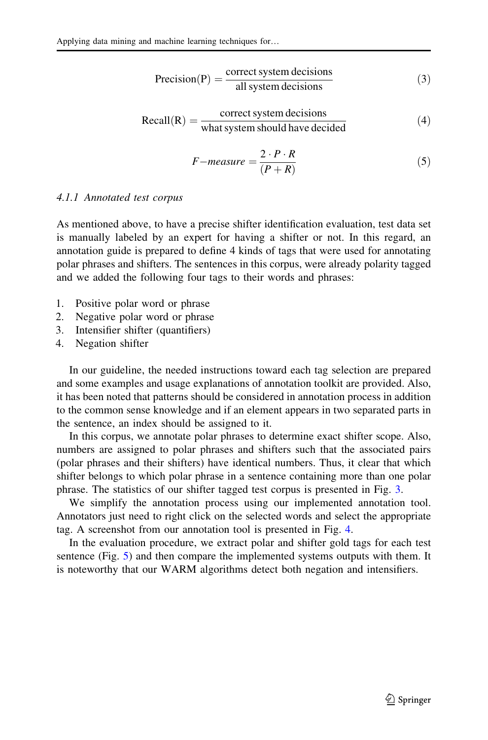$$\text{Precision(P)} = \frac{\text{correct system decisions}}{\text{all system decisions}} \tag{3}$$

$$\text{Recall(R)} = \frac{\text{correct system decisions}}{\text{what system should have decided}} \tag{4}$$

$$F\text{-}measure = \frac{2 \cdot P \cdot R}{(P + R)} \tag{5}$$

#### 4.1.1 Annotated test corpus

As mentioned above, to have a precise shifter identification evaluation, test data set is manually labeled by an expert for having a shifter or not. In this regard, an annotation guide is prepared to define 4 kinds of tags that were used for annotating polar phrases and shifters. The sentences in this corpus, were already polarity tagged and we added the following four tags to their words and phrases:

1. Positive polar word or phrase
2. Negative polar word or phrase
3. Intensifier shifter (quantifiers)
4. Negation shifter

In our guideline, the needed instructions toward each tag selection are prepared and some examples and usage explanations of annotation toolkit are provided. Also, it has been noted that patterns should be considered in annotation process in addition to the common sense knowledge and if an element appears in two separated parts in the sentence, an index should be assigned to it.

In this corpus, we annotate polar phrases to determine exact shifter scope. Also, numbers are assigned to polar phrases and shifters such that the associated pairs (polar phrases and their shifters) have identical numbers. Thus, it clear that which shifter belongs to which polar phrase in a sentence containing more than one polar phrase. The statistics of our shifter tagged test corpus is presented in Fig. 3.

We simplify the annotation process using our implemented annotation tool. Annotators just need to right click on the selected words and select the appropriate tag. A screenshot from our annotation tool is presented in Fig. 4.

In the evaluation procedure, we extract polar and shifter gold tags for each test sentence (Fig. 5) and then compare the implemented systems outputs with them. It is noteworthy that our WARM algorithms detect both negation and intensifiers.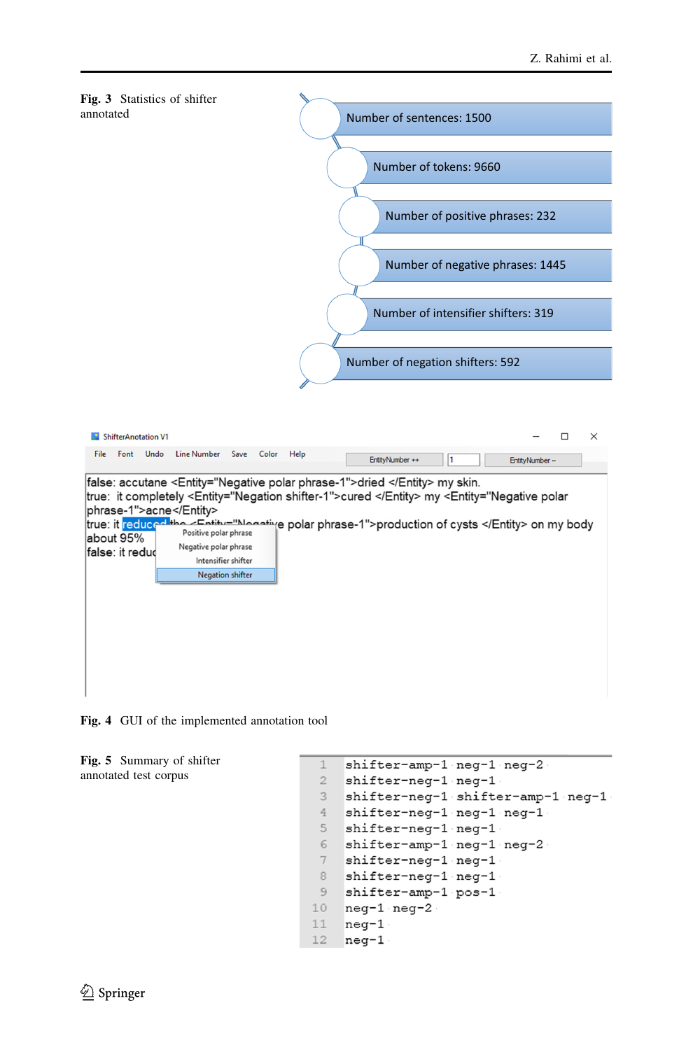**Fig. 3** Statistics of shifter annotated

- Number of sentences: 1500
- Number of tokens: 9660
- Number of positive phrases: 232
- Number of negative phrases: 1445
- Number of intensifier shifters: 319
- Number of negation shifters: 592

**Fig. 4** GUI of the implemented annotation tool

**Fig. 5** Summary of shifter annotated test corpus

```
1  shifter-amp-1 neg-1 neg-2
2  shifter-neg-1 neg-1
3  shifter-neg-1 shifter-amp-1 neg-1
4  shifter-neg-1 neg-1 neg-1
5  shifter-neg-1 neg-1
6  shifter-amp-1 neg-1 neg-2
7  shifter-neg-1 neg-1
8  shifter-neg-1 neg-1
9  shifter-amp-1 pos-1
10 neg-1 neg-2
11 neg-1
12 neg-1
```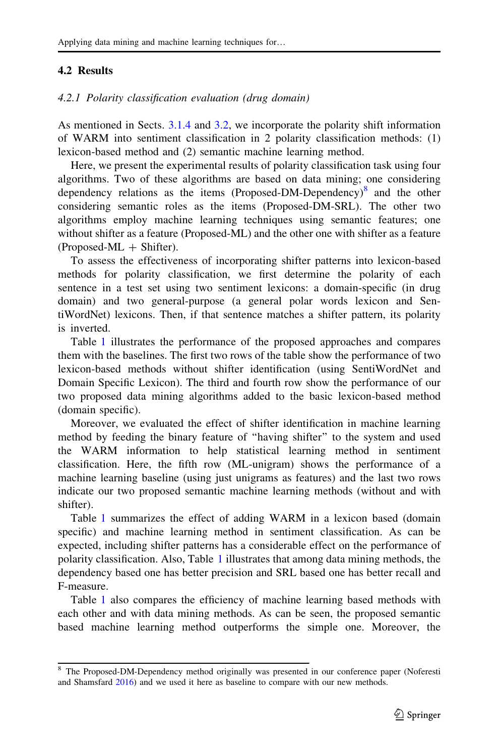## 4.2 Results

### *4.2.1 Polarity classification evaluation (drug domain)*

As mentioned in Sects. 3.1.4 and 3.2, we incorporate the polarity shift information of WARM into sentiment classification in 2 polarity classification methods: (1) lexicon-based method and (2) semantic machine learning method.

Here, we present the experimental results of polarity classification task using four algorithms. Two of these algorithms are based on data mining; one considering dependency relations as the items (Proposed-DM-Dependency)[8] and the other considering semantic roles as the items (Proposed-DM-SRL). The other two algorithms employ machine learning techniques using semantic features; one without shifter as a feature (Proposed-ML) and the other one with shifter as a feature (Proposed-ML + Shifter).

To assess the effectiveness of incorporating shifter patterns into lexicon-based methods for polarity classification, we first determine the polarity of each sentence in a test set using two sentiment lexicons: a domain-specific (in drug domain) and two general-purpose (a general polar words lexicon and SentiWordNet) lexicons. Then, if that sentence matches a shifter pattern, its polarity is inverted.

Table 1 illustrates the performance of the proposed approaches and compares them with the baselines. The first two rows of the table show the performance of two lexicon-based methods without shifter identification (using SentiWordNet and Domain Specific Lexicon). The third and fourth row show the performance of our two proposed data mining algorithms added to the basic lexicon-based method (domain specific).

Moreover, we evaluated the effect of shifter identification in machine learning method by feeding the binary feature of "having shifter" to the system and used the WARM information to help statistical learning method in sentiment classification. Here, the fifth row (ML-unigram) shows the performance of a machine learning baseline (using just unigrams as features) and the last two rows indicate our two proposed semantic machine learning methods (without and with shifter).

Table 1 summarizes the effect of adding WARM in a lexicon based (domain specific) and machine learning method in sentiment classification. As can be expected, including shifter patterns has a considerable effect on the performance of polarity classification. Also, Table 1 illustrates that among data mining methods, the dependency based one has better precision and SRL based one has better recall and F-measure.

Table 1 also compares the efficiency of machine learning based methods with each other and with data mining methods. As can be seen, the proposed semantic based machine learning method outperforms the simple one. Moreover, the

[8] The Proposed-DM-Dependency method originally was presented in our conference paper (Noferesti and Shamsfard 2016) and we used it here as baseline to compare with our new methods.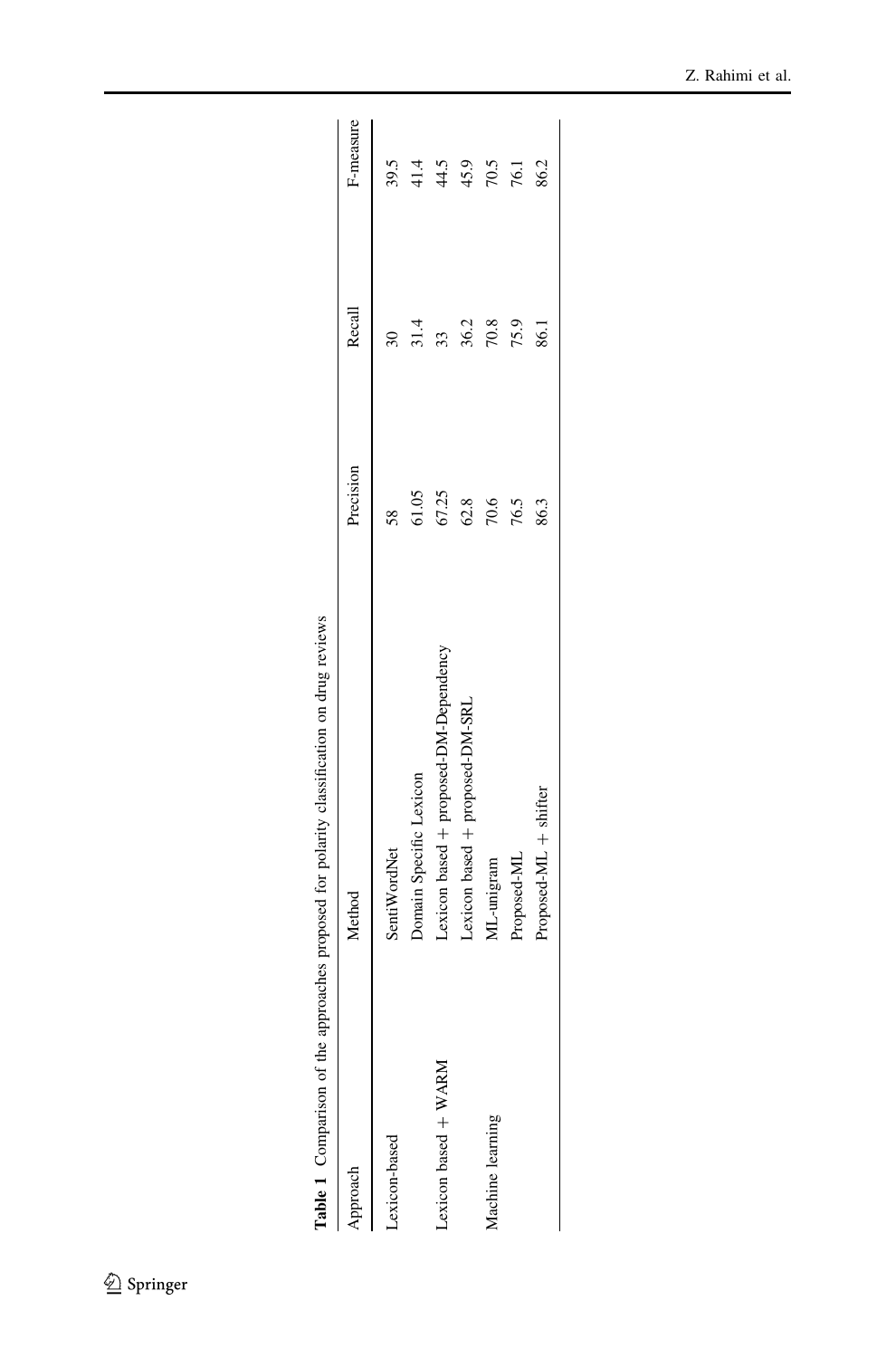**Table 1** Comparison of the approaches proposed for polarity classification on drug reviews

| Approach | Method | Precision | Recall | F-measure |
|---|---|---|---|---|
| Lexicon-based | SentiWordNet | 58 | 30 | 39.5 |
| | Domain Specific Lexicon | 61.05 | 31.4 | 41.4 |
| Lexicon based + WARM | Lexicon based + proposed-DM-Dependency | 67.25 | 33 | 44.5 |
| | Lexicon based + proposed-DM-SRL | 62.8 | 36.2 | 45.9 |
| Machine learning | ML-unigram | 70.6 | 70.8 | 70.5 |
| | Proposed-ML | 76.5 | 75.9 | 76.1 |
| | Proposed-ML + shifter | 86.3 | 86.1 | 86.2 |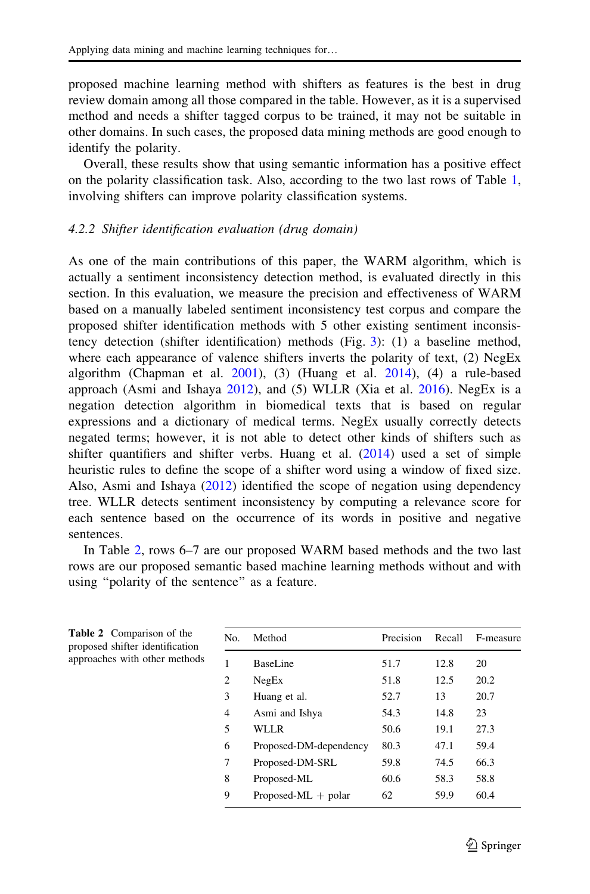proposed machine learning method with shifters as features is the best in drug review domain among all those compared in the table. However, as it is a supervised method and needs a shifter tagged corpus to be trained, it may not be suitable in other domains. In such cases, the proposed data mining methods are good enough to identify the polarity.

Overall, these results show that using semantic information has a positive effect on the polarity classification task. Also, according to the two last rows of Table 1, involving shifters can improve polarity classification systems.

#### *4.2.2 Shifter identification evaluation (drug domain)*

As one of the main contributions of this paper, the WARM algorithm, which is actually a sentiment inconsistency detection method, is evaluated directly in this section. In this evaluation, we measure the precision and effectiveness of WARM based on a manually labeled sentiment inconsistency test corpus and compare the proposed shifter identification methods with 5 other existing sentiment inconsistency detection (shifter identification) methods (Fig. 3): (1) a baseline method, where each appearance of valence shifters inverts the polarity of text, (2) NegEx algorithm (Chapman et al. 2001), (3) (Huang et al. 2014), (4) a rule-based approach (Asmi and Ishaya 2012), and (5) WLLR (Xia et al. 2016). NegEx is a negation detection algorithm in biomedical texts that is based on regular expressions and a dictionary of medical terms. NegEx usually correctly detects negated terms; however, it is not able to detect other kinds of shifters such as shifter quantifiers and shifter verbs. Huang et al. (2014) used a set of simple heuristic rules to define the scope of a shifter word using a window of fixed size. Also, Asmi and Ishaya (2012) identified the scope of negation using dependency tree. WLLR detects sentiment inconsistency by computing a relevance score for each sentence based on the occurrence of its words in positive and negative sentences.

In Table 2, rows 6–7 are our proposed WARM based methods and the two last rows are our proposed semantic based machine learning methods without and with using "polarity of the sentence" as a feature.

**Table 2** Comparison of the proposed shifter identification approaches with other methods

| No. | Method | Precision | Recall | F-measure |
|---|---|---|---|---|
| 1 | BaseLine | 51.7 | 12.8 | 20 |
| 2 | NegEx | 51.8 | 12.5 | 20.2 |
| 3 | Huang et al. | 52.7 | 13 | 20.7 |
| 4 | Asmi and Ishya | 54.3 | 14.8 | 23 |
| 5 | WLLR | 50.6 | 19.1 | 27.3 |
| 6 | Proposed-DM-dependency | 80.3 | 47.1 | 59.4 |
| 7 | Proposed-DM-SRL | 59.8 | 74.5 | 66.3 |
| 8 | Proposed-ML | 60.6 | 58.3 | 58.8 |
| 9 | Proposed-ML + polar | 62 | 59.9 | 60.4 |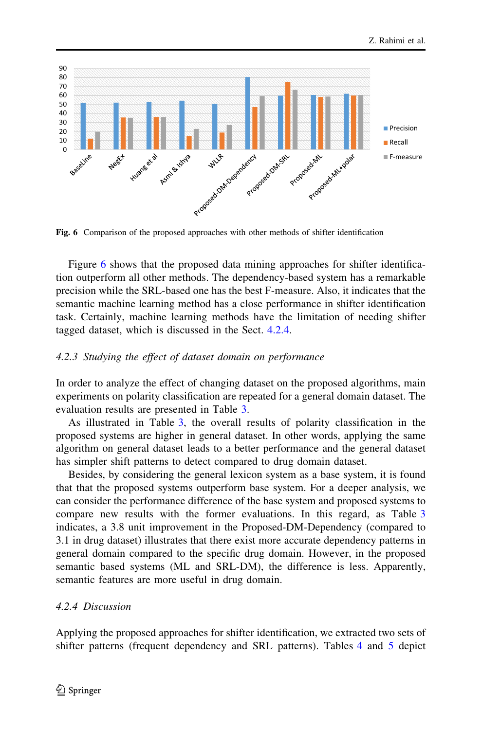**Fig. 6** Comparison of the proposed approaches with other methods of shifter identification

Figure 6 shows that the proposed data mining approaches for shifter identification outperform all other methods. The dependency-based system has a remarkable precision while the SRL-based one has the best F-measure. Also, it indicates that the semantic machine learning method has a close performance in shifter identification task. Certainly, machine learning methods have the limitation of needing shifter tagged dataset, which is discussed in the Sect. 4.2.4.

### *4.2.3 Studying the effect of dataset domain on performance*

In order to analyze the effect of changing dataset on the proposed algorithms, main experiments on polarity classification are repeated for a general domain dataset. The evaluation results are presented in Table 3.

As illustrated in Table 3, the overall results of polarity classification in the proposed systems are higher in general dataset. In other words, applying the same algorithm on general dataset leads to a better performance and the general dataset has simpler shift patterns to detect compared to drug domain dataset.

Besides, by considering the general lexicon system as a base system, it is found that that the proposed systems outperform base system. For a deeper analysis, we can consider the performance difference of the base system and proposed systems to compare new results with the former evaluations. In this regard, as Table 3 indicates, a 3.8 unit improvement in the Proposed-DM-Dependency (compared to 3.1 in drug dataset) illustrates that there exist more accurate dependency patterns in general domain compared to the specific drug domain. However, in the proposed semantic based systems (ML and SRL-DM), the difference is less. Apparently, semantic features are more useful in drug domain.

### *4.2.4 Discussion*

Applying the proposed approaches for shifter identification, we extracted two sets of shifter patterns (frequent dependency and SRL patterns). Tables 4 and 5 depict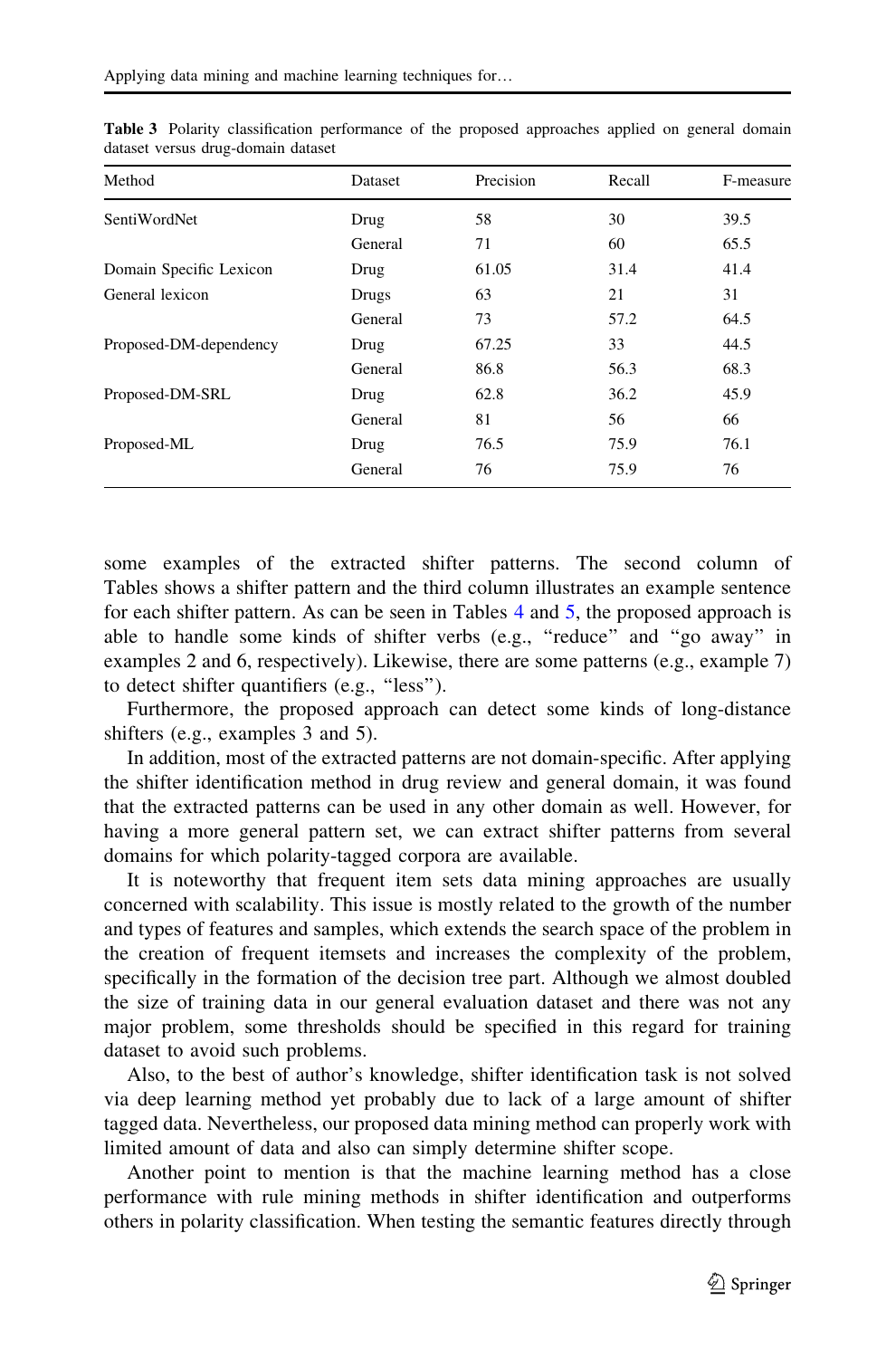**Table 3** Polarity classification performance of the proposed approaches applied on general domain dataset versus drug-domain dataset

| Method | Dataset | Precision | Recall | F-measure |
|---|---|---|---|---|
| SentiWordNet | Drug | 58 | 30 | 39.5 |
| | General | 71 | 60 | 65.5 |
| Domain Specific Lexicon | Drug | 61.05 | 31.4 | 41.4 |
| General lexicon | Drugs | 63 | 21 | 31 |
| | General | 73 | 57.2 | 64.5 |
| Proposed-DM-dependency | Drug | 67.25 | 33 | 44.5 |
| | General | 86.8 | 56.3 | 68.3 |
| Proposed-DM-SRL | Drug | 62.8 | 36.2 | 45.9 |
| | General | 81 | 56 | 66 |
| Proposed-ML | Drug | 76.5 | 75.9 | 76.1 |
| | General | 76 | 75.9 | 76 |

some examples of the extracted shifter patterns. The second column of Tables shows a shifter pattern and the third column illustrates an example sentence for each shifter pattern. As can be seen in Tables 4 and 5, the proposed approach is able to handle some kinds of shifter verbs (e.g., "reduce" and "go away" in examples 2 and 6, respectively). Likewise, there are some patterns (e.g., example 7) to detect shifter quantifiers (e.g., "less").

Furthermore, the proposed approach can detect some kinds of long-distance shifters (e.g., examples 3 and 5).

In addition, most of the extracted patterns are not domain-specific. After applying the shifter identification method in drug review and general domain, it was found that the extracted patterns can be used in any other domain as well. However, for having a more general pattern set, we can extract shifter patterns from several domains for which polarity-tagged corpora are available.

It is noteworthy that frequent item sets data mining approaches are usually concerned with scalability. This issue is mostly related to the growth of the number and types of features and samples, which extends the search space of the problem in the creation of frequent itemsets and increases the complexity of the problem, specifically in the formation of the decision tree part. Although we almost doubled the size of training data in our general evaluation dataset and there was not any major problem, some thresholds should be specified in this regard for training dataset to avoid such problems.

Also, to the best of author's knowledge, shifter identification task is not solved via deep learning method yet probably due to lack of a large amount of shifter tagged data. Nevertheless, our proposed data mining method can properly work with limited amount of data and also can simply determine shifter scope.

Another point to mention is that the machine learning method has a close performance with rule mining methods in shifter identification and outperforms others in polarity classification. When testing the semantic features directly through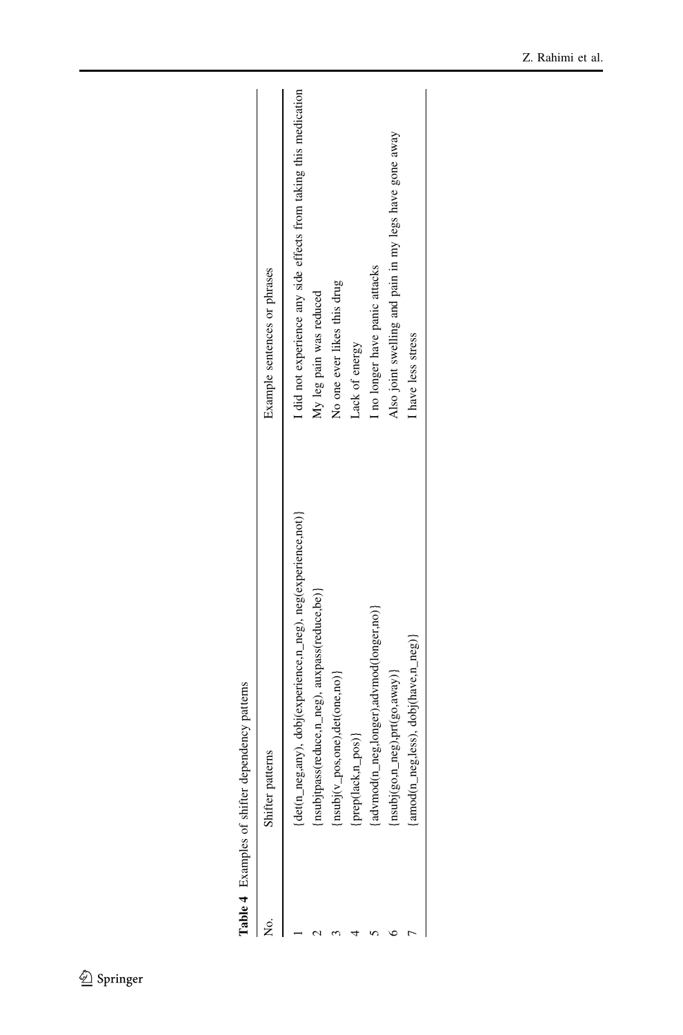**Table 4** Examples of shifter dependency patterns

| No. | Shifter patterns | Example sentences or phrases |
|---|---|---|
| 1 | {det(n_neg,any), dobj(experience,n_neg), neg(experience,not)} | I did not experience any side effects from taking this medication |
| 2 | {nsubjpass(reduce,n_neg), auxpass(reduce,be)} | My leg pain was reduced |
| 3 | {nsubj(v_pos,one),det(one,no)} | No one ever likes this drug |
| 4 | {prep(lack,n_pos)} | Lack of energy |
| 5 | {advmod(n_neg,longer),advmod(longer,no)} | I no longer have panic attacks |
| 6 | {nsubj(go,n_neg),prt(go,away)} | Also joint swelling and pain in my legs have gone away |
| 7 | {amod(n_neg,less), dobj(have,n_neg)} | I have less stress |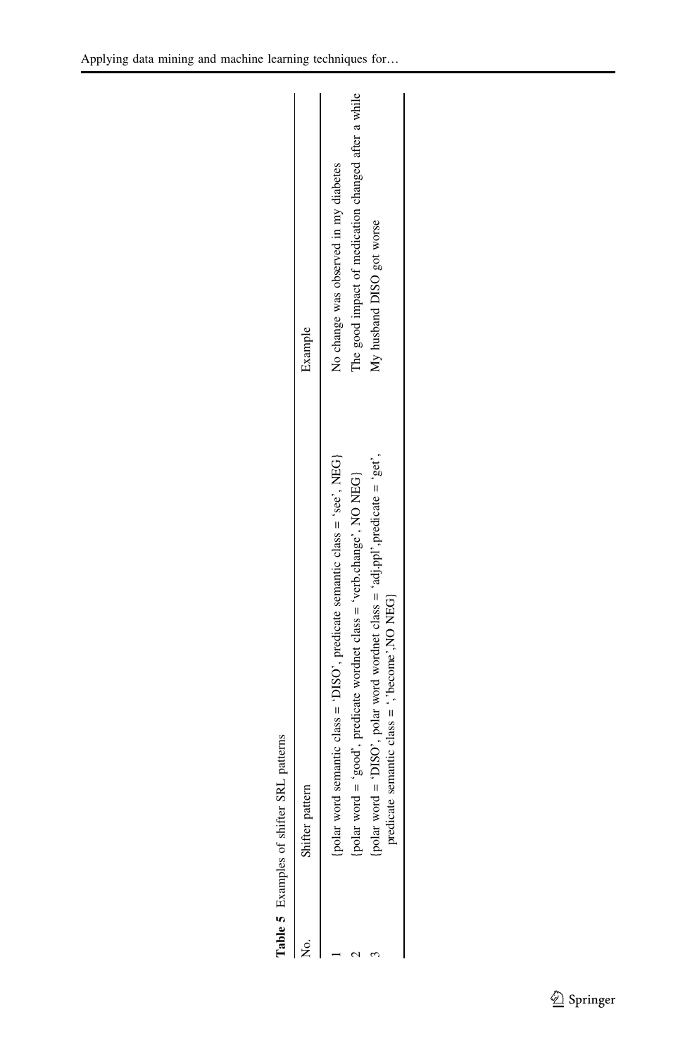**Table 5** Examples of shifter SRL patterns

| No. | Shifter pattern | Example |
| --- | --- | --- |
| 1 | {polar word semantic class = 'DISO', predicate semantic class = 'see', NEG} | No change was observed in my diabetes |
| 2 | {polar word = 'good', predicate wordnet class = 'verb.change', NO NEG} | The good impact of medication changed after a while |
| 3 | {polar word = 'DISO', polar word wordnet class = 'adj.ppl',predicate = 'get', predicate semantic class = ','become',NO NEG} | My husband DISO got worse |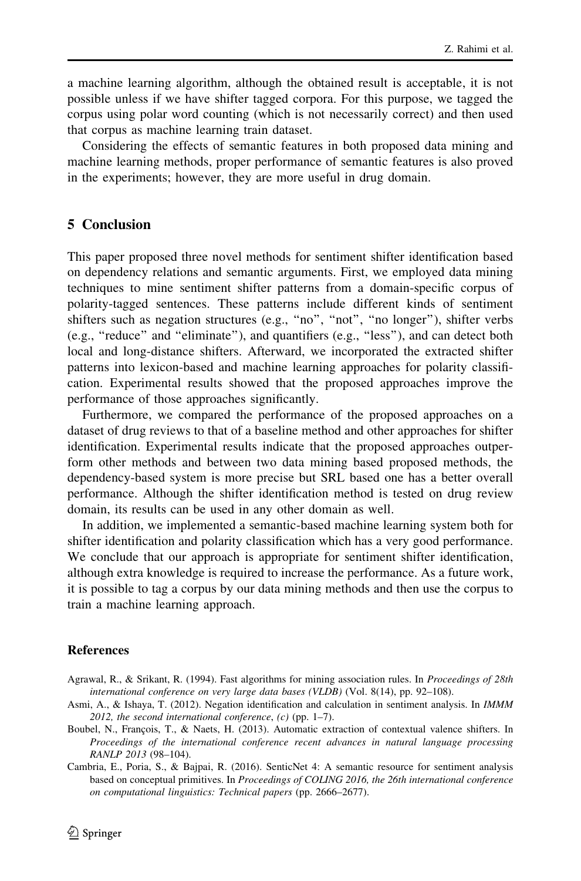a machine learning algorithm, although the obtained result is acceptable, it is not possible unless if we have shifter tagged corpora. For this purpose, we tagged the corpus using polar word counting (which is not necessarily correct) and then used that corpus as machine learning train dataset.

Considering the effects of semantic features in both proposed data mining and machine learning methods, proper performance of semantic features is also proved in the experiments; however, they are more useful in drug domain.

## 5 Conclusion

This paper proposed three novel methods for sentiment shifter identification based on dependency relations and semantic arguments. First, we employed data mining techniques to mine sentiment shifter patterns from a domain-specific corpus of polarity-tagged sentences. These patterns include different kinds of sentiment shifters such as negation structures (e.g., "no", "not", "no longer"), shifter verbs (e.g., "reduce" and "eliminate"), and quantifiers (e.g., "less"), and can detect both local and long-distance shifters. Afterward, we incorporated the extracted shifter patterns into lexicon-based and machine learning approaches for polarity classification. Experimental results showed that the proposed approaches improve the performance of those approaches significantly.

Furthermore, we compared the performance of the proposed approaches on a dataset of drug reviews to that of a baseline method and other approaches for shifter identification. Experimental results indicate that the proposed approaches outperform other methods and between two data mining based proposed methods, the dependency-based system is more precise but SRL based one has a better overall performance. Although the shifter identification method is tested on drug review domain, its results can be used in any other domain as well.

In addition, we implemented a semantic-based machine learning system both for shifter identification and polarity classification which has a very good performance. We conclude that our approach is appropriate for sentiment shifter identification, although extra knowledge is required to increase the performance. As a future work, it is possible to tag a corpus by our data mining methods and then use the corpus to train a machine learning approach.

## References

Agrawal, R., & Srikant, R. (1994). Fast algorithms for mining association rules. In *Proceedings of 28th international conference on very large data bases (VLDB)* (Vol. 8(14), pp. 92–108).

Asmi, A., & Ishaya, T. (2012). Negation identification and calculation in sentiment analysis. In *IMMM 2012, the second international conference*, *(c)* (pp. 1–7).

Boubel, N., François, T., & Naets, H. (2013). Automatic extraction of contextual valence shifters. In *Proceedings of the international conference recent advances in natural language processing RANLP 2013* (98–104).

Cambria, E., Poria, S., & Bajpai, R. (2016). SenticNet 4: A semantic resource for sentiment analysis based on conceptual primitives. In *Proceedings of COLING 2016, the 26th international conference on computational linguistics: Technical papers* (pp. 2666–2677).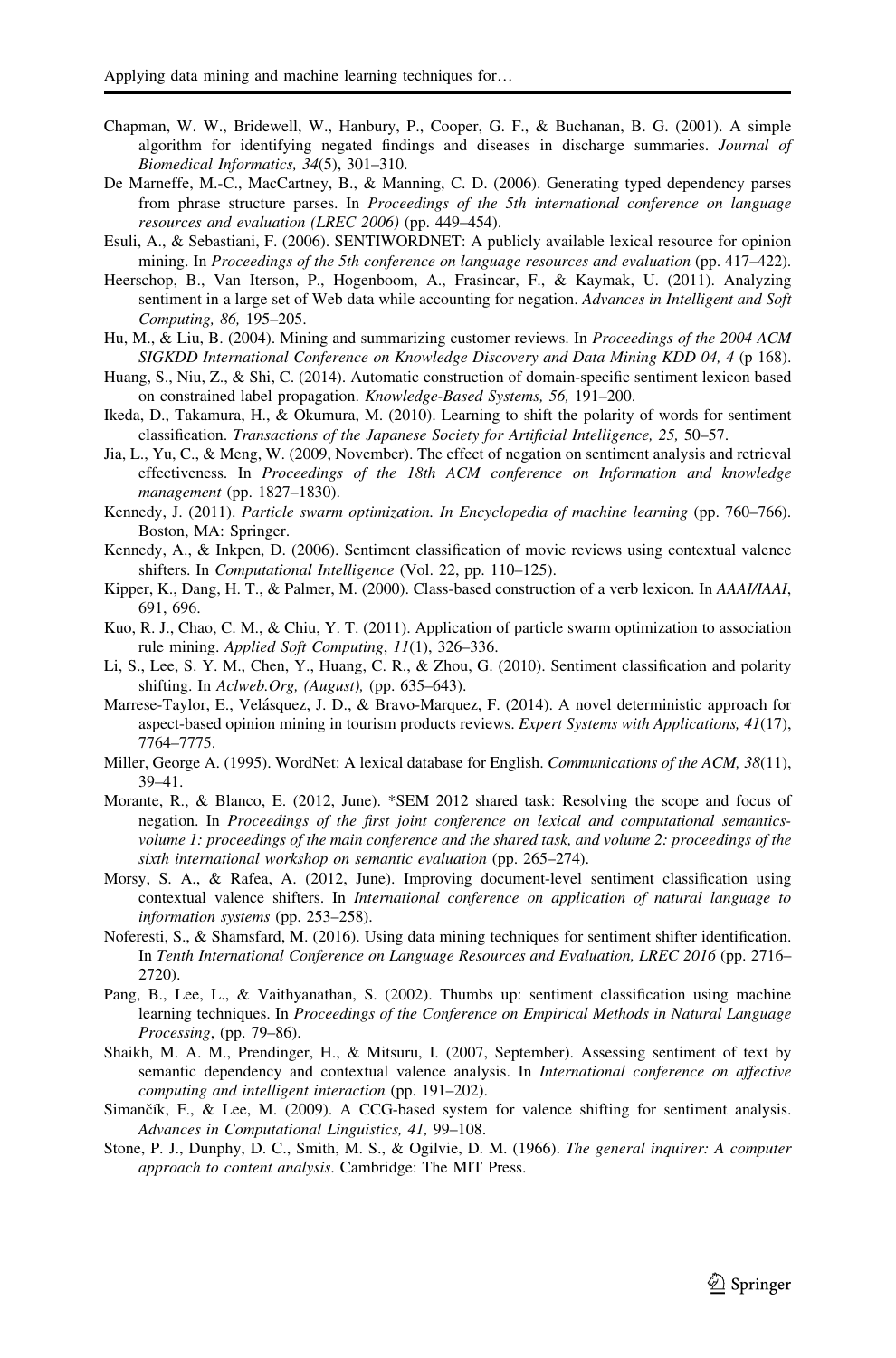Chapman, W. W., Bridewell, W., Hanbury, P., Cooper, G. F., & Buchanan, B. G. (2001). A simple algorithm for identifying negated findings and diseases in discharge summaries. *Journal of Biomedical Informatics, 34*(5), 301–310.

De Marneffe, M.-C., MacCartney, B., & Manning, C. D. (2006). Generating typed dependency parses from phrase structure parses. In *Proceedings of the 5th international conference on language resources and evaluation (LREC 2006)* (pp. 449–454).

Esuli, A., & Sebastiani, F. (2006). SENTIWORDNET: A publicly available lexical resource for opinion mining. In *Proceedings of the 5th conference on language resources and evaluation* (pp. 417–422).

Heerschop, B., Van Iterson, P., Hogenboom, A., Frasincar, F., & Kaymak, U. (2011). Analyzing sentiment in a large set of Web data while accounting for negation. *Advances in Intelligent and Soft Computing, 86,* 195–205.

Hu, M., & Liu, B. (2004). Mining and summarizing customer reviews. In *Proceedings of the 2004 ACM SIGKDD International Conference on Knowledge Discovery and Data Mining KDD 04, 4* (p 168).

Huang, S., Niu, Z., & Shi, C. (2014). Automatic construction of domain-specific sentiment lexicon based on constrained label propagation. *Knowledge-Based Systems, 56,* 191–200.

Ikeda, D., Takamura, H., & Okumura, M. (2010). Learning to shift the polarity of words for sentiment classification. *Transactions of the Japanese Society for Artificial Intelligence, 25,* 50–57.

Jia, L., Yu, C., & Meng, W. (2009, November). The effect of negation on sentiment analysis and retrieval effectiveness. In *Proceedings of the 18th ACM conference on Information and knowledge management* (pp. 1827–1830).

Kennedy, J. (2011). *Particle swarm optimization. In Encyclopedia of machine learning* (pp. 760–766). Boston, MA: Springer.

Kennedy, A., & Inkpen, D. (2006). Sentiment classification of movie reviews using contextual valence shifters. In *Computational Intelligence* (Vol. 22, pp. 110–125).

Kipper, K., Dang, H. T., & Palmer, M. (2000). Class-based construction of a verb lexicon. In *AAAI/IAAI*, 691, 696.

Kuo, R. J., Chao, C. M., & Chiu, Y. T. (2011). Application of particle swarm optimization to association rule mining. *Applied Soft Computing*, *11*(1), 326–336.

Li, S., Lee, S. Y. M., Chen, Y., Huang, C. R., & Zhou, G. (2010). Sentiment classification and polarity shifting. In *Aclweb.Org, (August),* (pp. 635–643).

Marrese-Taylor, E., Velásquez, J. D., & Bravo-Marquez, F. (2014). A novel deterministic approach for aspect-based opinion mining in tourism products reviews. *Expert Systems with Applications, 41*(17), 7764–7775.

Miller, George A. (1995). WordNet: A lexical database for English. *Communications of the ACM, 38*(11), 39–41.

Morante, R., & Blanco, E. (2012, June). *SEM 2012 shared task: Resolving the scope and focus of negation. In *Proceedings of the first joint conference on lexical and computational semantics-volume 1: proceedings of the main conference and the shared task, and volume 2: proceedings of the sixth international workshop on semantic evaluation* (pp. 265–274).

Morsy, S. A., & Rafea, A. (2012, June). Improving document-level sentiment classification using contextual valence shifters. In *International conference on application of natural language to information systems* (pp. 253–258).

Noferesti, S., & Shamsfard, M. (2016). Using data mining techniques for sentiment shifter identification. In *Tenth International Conference on Language Resources and Evaluation, LREC 2016* (pp. 2716–2720).

Pang, B., Lee, L., & Vaithyanathan, S. (2002). Thumbs up: sentiment classification using machine learning techniques. In *Proceedings of the Conference on Empirical Methods in Natural Language Processing*, (pp. 79–86).

Shaikh, M. A. M., Prendinger, H., & Mitsuru, I. (2007, September). Assessing sentiment of text by semantic dependency and contextual valence analysis. In *International conference on affective computing and intelligent interaction* (pp. 191–202).

Simančík, F., & Lee, M. (2009). A CCG-based system for valence shifting for sentiment analysis. *Advances in Computational Linguistics, 41,* 99–108.

Stone, P. J., Dunphy, D. C., Smith, M. S., & Ogilvie, D. M. (1966). *The general inquirer: A computer approach to content analysis*. Cambridge: The MIT Press.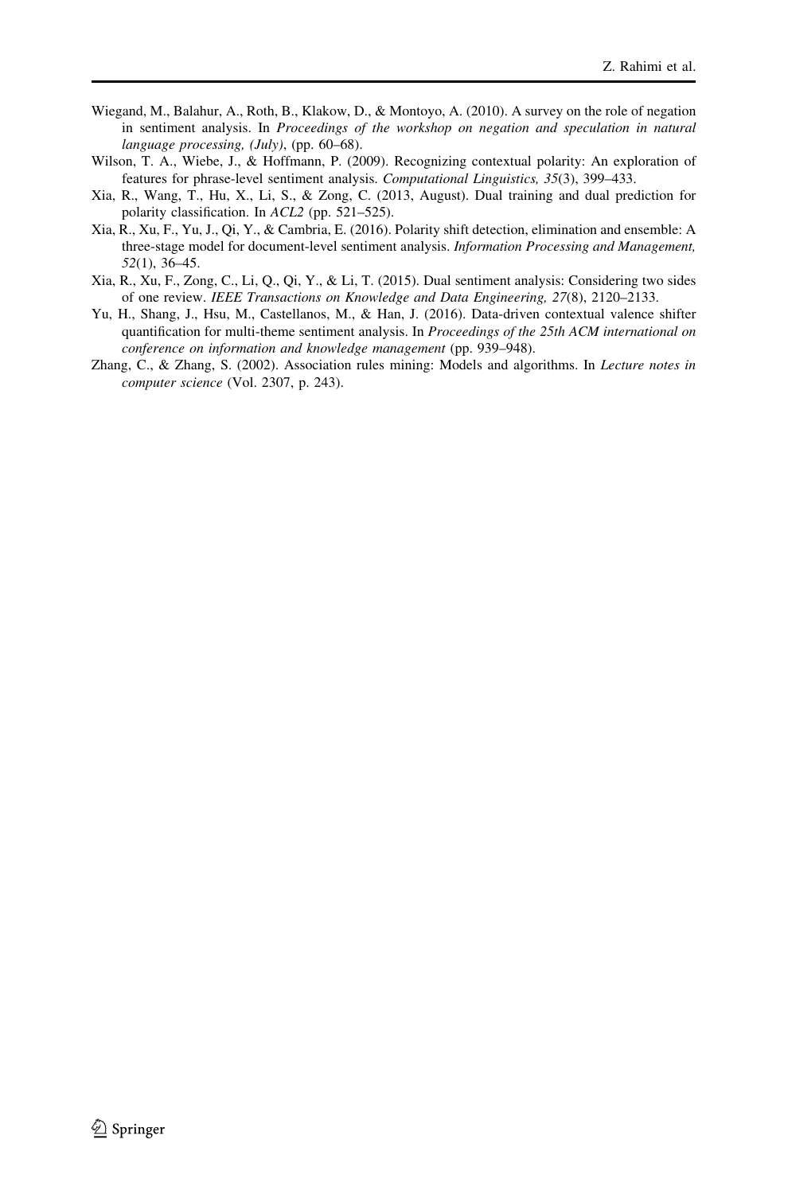Wiegand, M., Balahur, A., Roth, B., Klakow, D., & Montoyo, A. (2010). A survey on the role of negation in sentiment analysis. In *Proceedings of the workshop on negation and speculation in natural language processing, (July)*, (pp. 60–68).

Wilson, T. A., Wiebe, J., & Hoffmann, P. (2009). Recognizing contextual polarity: An exploration of features for phrase-level sentiment analysis. *Computational Linguistics, 35*(3), 399–433.

Xia, R., Wang, T., Hu, X., Li, S., & Zong, C. (2013, August). Dual training and dual prediction for polarity classification. In *ACL2* (pp. 521–525).

Xia, R., Xu, F., Yu, J., Qi, Y., & Cambria, E. (2016). Polarity shift detection, elimination and ensemble: A three-stage model for document-level sentiment analysis. *Information Processing and Management, 52*(1), 36–45.

Xia, R., Xu, F., Zong, C., Li, Q., Qi, Y., & Li, T. (2015). Dual sentiment analysis: Considering two sides of one review. *IEEE Transactions on Knowledge and Data Engineering, 27*(8), 2120–2133.

Yu, H., Shang, J., Hsu, M., Castellanos, M., & Han, J. (2016). Data-driven contextual valence shifter quantification for multi-theme sentiment analysis. In *Proceedings of the 25th ACM international on conference on information and knowledge management* (pp. 939–948).

Zhang, C., & Zhang, S. (2002). Association rules mining: Models and algorithms. In *Lecture notes in computer science* (Vol. 2307, p. 243).